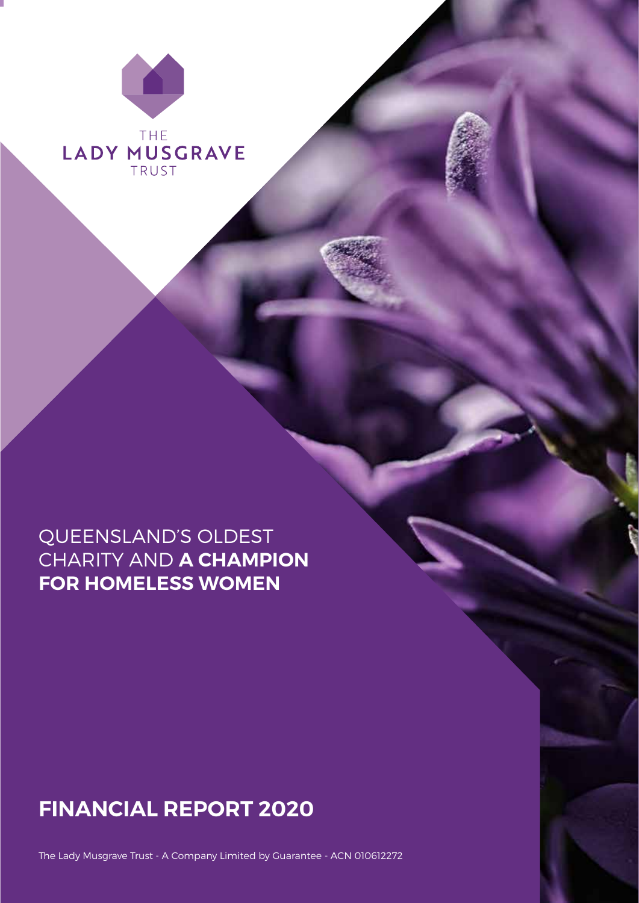THE
LADY MUSGRAVE
TRUST

QUEENSLAND'S OLDEST CHARITY AND **A CHAMPION FOR HOMELESS WOMEN**

# FINANCIAL REPORT 2020

The Lady Musgrave Trust - A Company Limited by Guarantee - ACN 010612272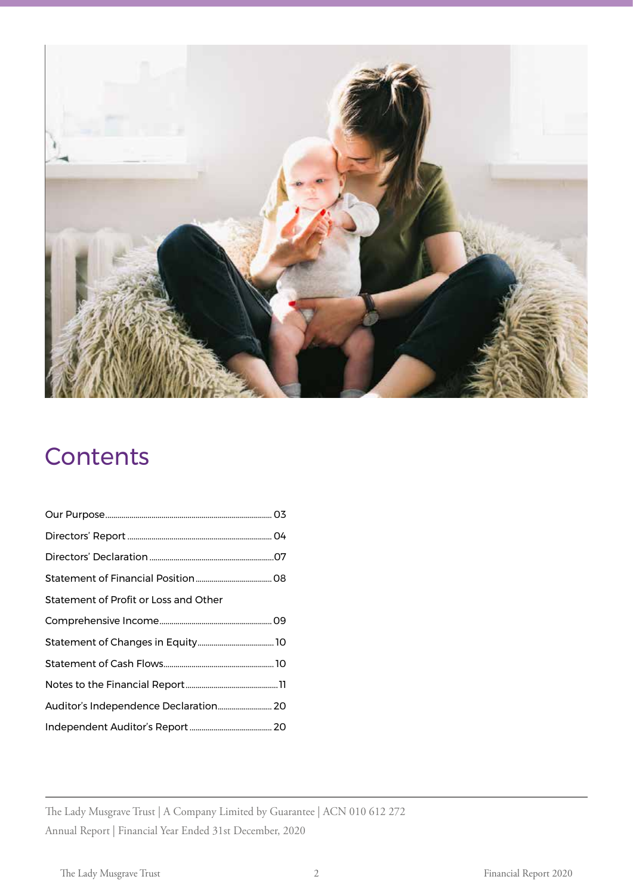# Contents

| | |
|---|---|
| Our Purpose | 03 |
| Directors' Report | 04 |
| Directors' Declaration | 07 |
| Statement of Financial Position | 08 |
| Statement of Profit or Loss and Other Comprehensive Income | 09 |
| Statement of Changes in Equity | 10 |
| Statement of Cash Flows | 10 |
| Notes to the Financial Report | 11 |
| Auditor's Independence Declaration | 20 |
| Independent Auditor's Report | 20 |

The Lady Musgrave Trust | A Company Limited by Guarantee | ACN 010 612 272

Annual Report | Financial Year Ended 31st December, 2020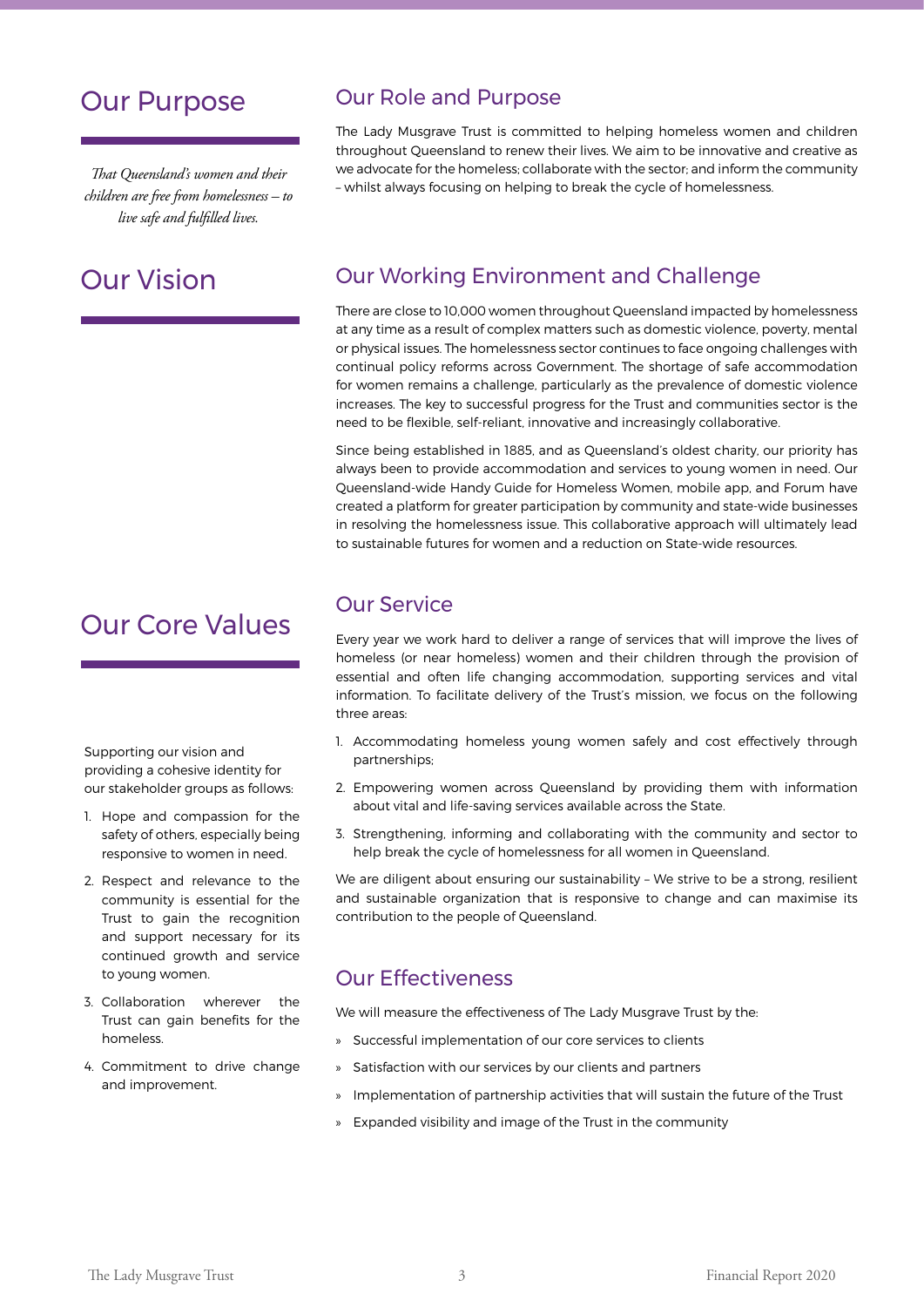# Our Purpose

*That Queensland's women and their children are free from homelessness – to live safe and fulfilled lives.*

# Our Vision

# Our Core Values

Supporting our vision and providing a cohesive identity for our stakeholder groups as follows:

1. Hope and compassion for the safety of others, especially being responsive to women in need.
2. Respect and relevance to the community is essential for the Trust to gain the recognition and support necessary for its continued growth and service to young women.
3. Collaboration wherever the Trust can gain benefits for the homeless.
4. Commitment to drive change and improvement.

## Our Role and Purpose

The Lady Musgrave Trust is committed to helping homeless women and children throughout Queensland to renew their lives. We aim to be innovative and creative as we advocate for the homeless; collaborate with the sector; and inform the community – whilst always focusing on helping to break the cycle of homelessness.

## Our Working Environment and Challenge

There are close to 10,000 women throughout Queensland impacted by homelessness at any time as a result of complex matters such as domestic violence, poverty, mental or physical issues. The homelessness sector continues to face ongoing challenges with continual policy reforms across Government. The shortage of safe accommodation for women remains a challenge, particularly as the prevalence of domestic violence increases. The key to successful progress for the Trust and communities sector is the need to be flexible, self-reliant, innovative and increasingly collaborative.

Since being established in 1885, and as Queensland's oldest charity, our priority has always been to provide accommodation and services to young women in need. Our Queensland-wide Handy Guide for Homeless Women, mobile app, and Forum have created a platform for greater participation by community and state-wide businesses in resolving the homelessness issue. This collaborative approach will ultimately lead to sustainable futures for women and a reduction on State-wide resources.

## Our Service

Every year we work hard to deliver a range of services that will improve the lives of homeless (or near homeless) women and their children through the provision of essential and often life changing accommodation, supporting services and vital information. To facilitate delivery of the Trust's mission, we focus on the following three areas:

1. Accommodating homeless young women safely and cost effectively through partnerships;
2. Empowering women across Queensland by providing them with information about vital and life-saving services available across the State.
3. Strengthening, informing and collaborating with the community and sector to help break the cycle of homelessness for all women in Queensland.

We are diligent about ensuring our sustainability – We strive to be a strong, resilient and sustainable organization that is responsive to change and can maximise its contribution to the people of Queensland.

## Our Effectiveness

We will measure the effectiveness of The Lady Musgrave Trust by the:

- Successful implementation of our core services to clients
- Satisfaction with our services by our clients and partners
- Implementation of partnership activities that will sustain the future of the Trust
- Expanded visibility and image of the Trust in the community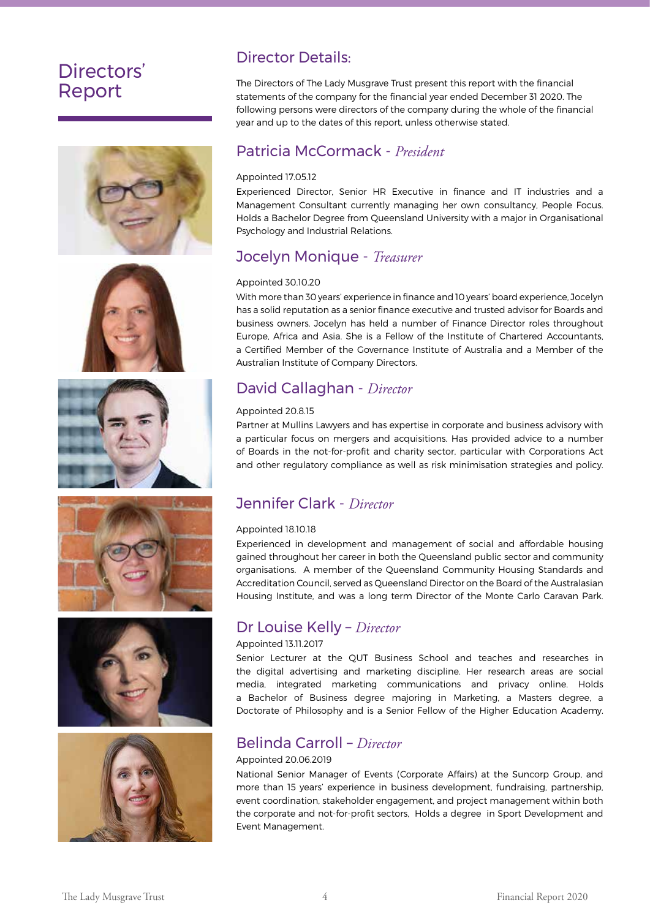# Directors' Report

## Director Details:

The Directors of The Lady Musgrave Trust present this report with the financial statements of the company for the financial year ended December 31 2020. The following persons were directors of the company during the whole of the financial year and up to the dates of this report, unless otherwise stated.

### Patricia McCormack - *President*

Appointed 17.05.12

Experienced Director, Senior HR Executive in finance and IT industries and a Management Consultant currently managing her own consultancy, People Focus. Holds a Bachelor Degree from Queensland University with a major in Organisational Psychology and Industrial Relations.

### Jocelyn Monique - *Treasurer*

Appointed 30.10.20

With more than 30 years' experience in finance and 10 years' board experience, Jocelyn has a solid reputation as a senior finance executive and trusted advisor for Boards and business owners. Jocelyn has held a number of Finance Director roles throughout Europe, Africa and Asia. She is a Fellow of the Institute of Chartered Accountants, a Certified Member of the Governance Institute of Australia and a Member of the Australian Institute of Company Directors.

### David Callaghan - *Director*

Appointed 20.8.15

Partner at Mullins Lawyers and has expertise in corporate and business advisory with a particular focus on mergers and acquisitions. Has provided advice to a number of Boards in the not-for-profit and charity sector, particular with Corporations Act and other regulatory compliance as well as risk minimisation strategies and policy.

### Jennifer Clark - *Director*

Appointed 18.10.18

Experienced in development and management of social and affordable housing gained throughout her career in both the Queensland public sector and community organisations. A member of the Queensland Community Housing Standards and Accreditation Council, served as Queensland Director on the Board of the Australasian Housing Institute, and was a long term Director of the Monte Carlo Caravan Park.

### Dr Louise Kelly – *Director*

Appointed 13.11.2017

Senior Lecturer at the QUT Business School and teaches and researches in the digital advertising and marketing discipline. Her research areas are social media, integrated marketing communications and privacy online. Holds a Bachelor of Business degree majoring in Marketing, a Masters degree, a Doctorate of Philosophy and is a Senior Fellow of the Higher Education Academy.

### Belinda Carroll – *Director*

Appointed 20.06.2019

National Senior Manager of Events (Corporate Affairs) at the Suncorp Group, and more than 15 years' experience in business development, fundraising, partnership, event coordination, stakeholder engagement, and project management within both the corporate and not-for-profit sectors, Holds a degree in Sport Development and Event Management.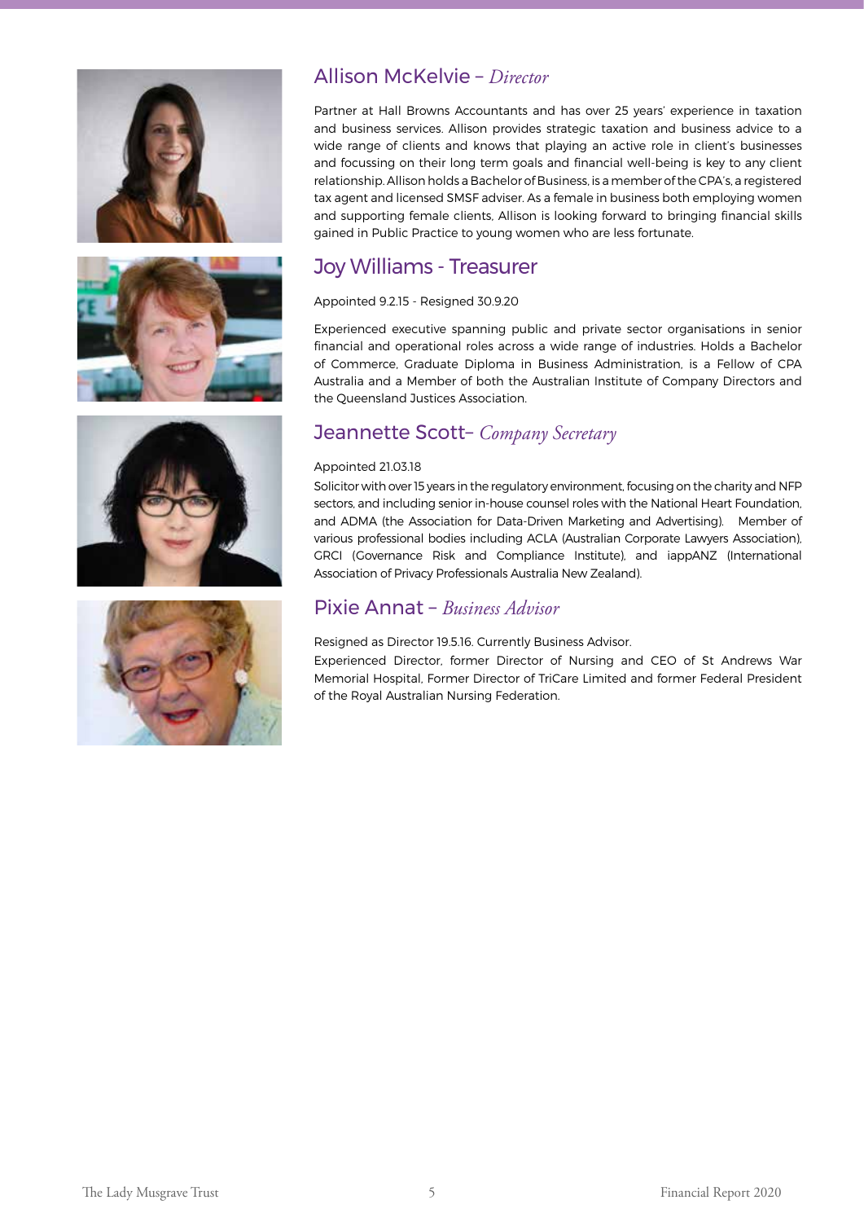## Allison McKelvie – *Director*

Partner at Hall Browns Accountants and has over 25 years' experience in taxation and business services. Allison provides strategic taxation and business advice to a wide range of clients and knows that playing an active role in client's businesses and focussing on their long term goals and financial well-being is key to any client relationship. Allison holds a Bachelor of Business, is a member of the CPA's, a registered tax agent and licensed SMSF adviser. As a female in business both employing women and supporting female clients, Allison is looking forward to bringing financial skills gained in Public Practice to young women who are less fortunate.

## Joy Williams - Treasurer

Appointed 9.2.15 - Resigned 30.9.20

Experienced executive spanning public and private sector organisations in senior financial and operational roles across a wide range of industries. Holds a Bachelor of Commerce, Graduate Diploma in Business Administration, is a Fellow of CPA Australia and a Member of both the Australian Institute of Company Directors and the Queensland Justices Association.

## Jeannette Scott– *Company Secretary*

Appointed 21.03.18

Solicitor with over 15 years in the regulatory environment, focusing on the charity and NFP sectors, and including senior in-house counsel roles with the National Heart Foundation, and ADMA (the Association for Data-Driven Marketing and Advertising). Member of various professional bodies including ACLA (Australian Corporate Lawyers Association), GRCI (Governance Risk and Compliance Institute), and iappANZ (International Association of Privacy Professionals Australia New Zealand).

## Pixie Annat – *Business Advisor*

Resigned as Director 19.5.16. Currently Business Advisor.

Experienced Director, former Director of Nursing and CEO of St Andrews War Memorial Hospital, Former Director of TriCare Limited and former Federal President of the Royal Australian Nursing Federation.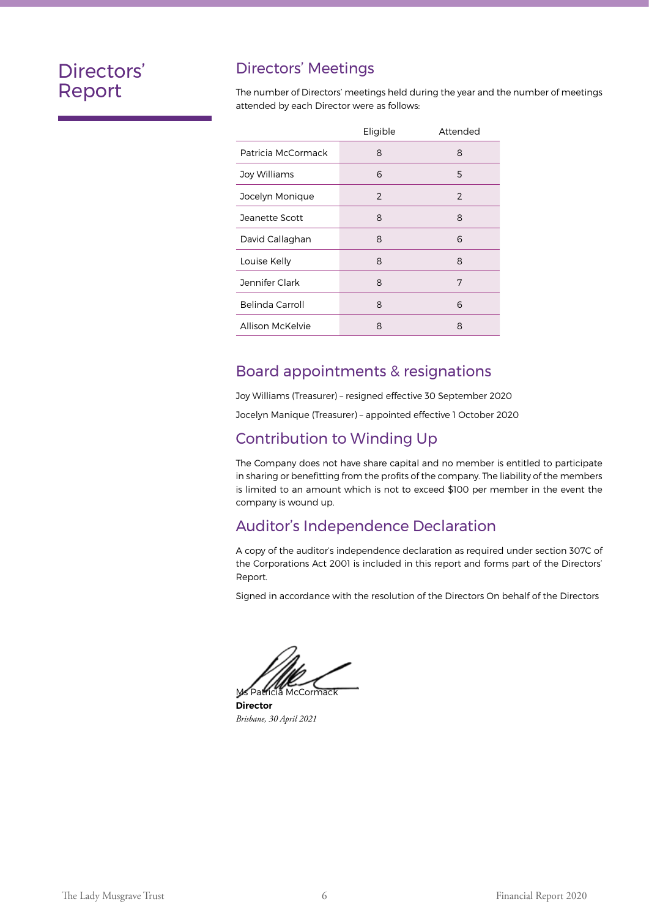# Directors' Report

## Directors' Meetings

The number of Directors' meetings held during the year and the number of meetings attended by each Director were as follows:

| | Eligible | Attended |
|---|---|---|
| Patricia McCormack | 8 | 8 |
| Joy Williams | 6 | 5 |
| Jocelyn Monique | 2 | 2 |
| Jeanette Scott | 8 | 8 |
| David Callaghan | 8 | 6 |
| Louise Kelly | 8 | 8 |
| Jennifer Clark | 8 | 7 |
| Belinda Carroll | 8 | 6 |
| Allison McKelvie | 8 | 8 |

## Board appointments & resignations

Joy Williams (Treasurer) – resigned effective 30 September 2020

Jocelyn Manique (Treasurer) – appointed effective 1 October 2020

## Contribution to Winding Up

The Company does not have share capital and no member is entitled to participate in sharing or benefitting from the profits of the company. The liability of the members is limited to an amount which is not to exceed $100 per member in the event the company is wound up.

## Auditor's Independence Declaration

A copy of the auditor's independence declaration as required under section 307C of the Corporations Act 2001 is included in this report and forms part of the Directors' Report.

Signed in accordance with the resolution of the Directors On behalf of the Directors

Ms Patricia McCormack
**Director**
*Brisbane, 30 April 2021*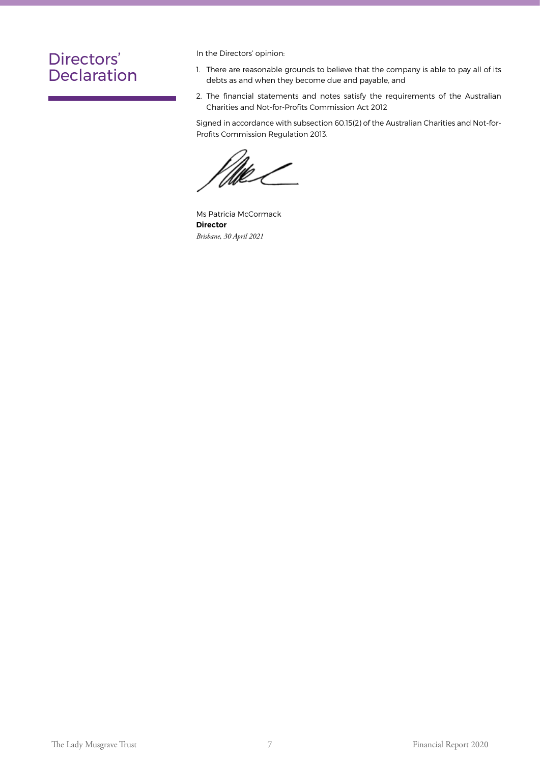# Directors' Declaration

In the Directors' opinion:

1. There are reasonable grounds to believe that the company is able to pay all of its debts as and when they become due and payable, and
2. The financial statements and notes satisfy the requirements of the Australian Charities and Not-for-Profits Commission Act 2012

Signed in accordance with subsection 60.15(2) of the Australian Charities and Not-for-Profits Commission Regulation 2013.

Ms Patricia McCormack
**Director**
*Brisbane, 30 April 2021*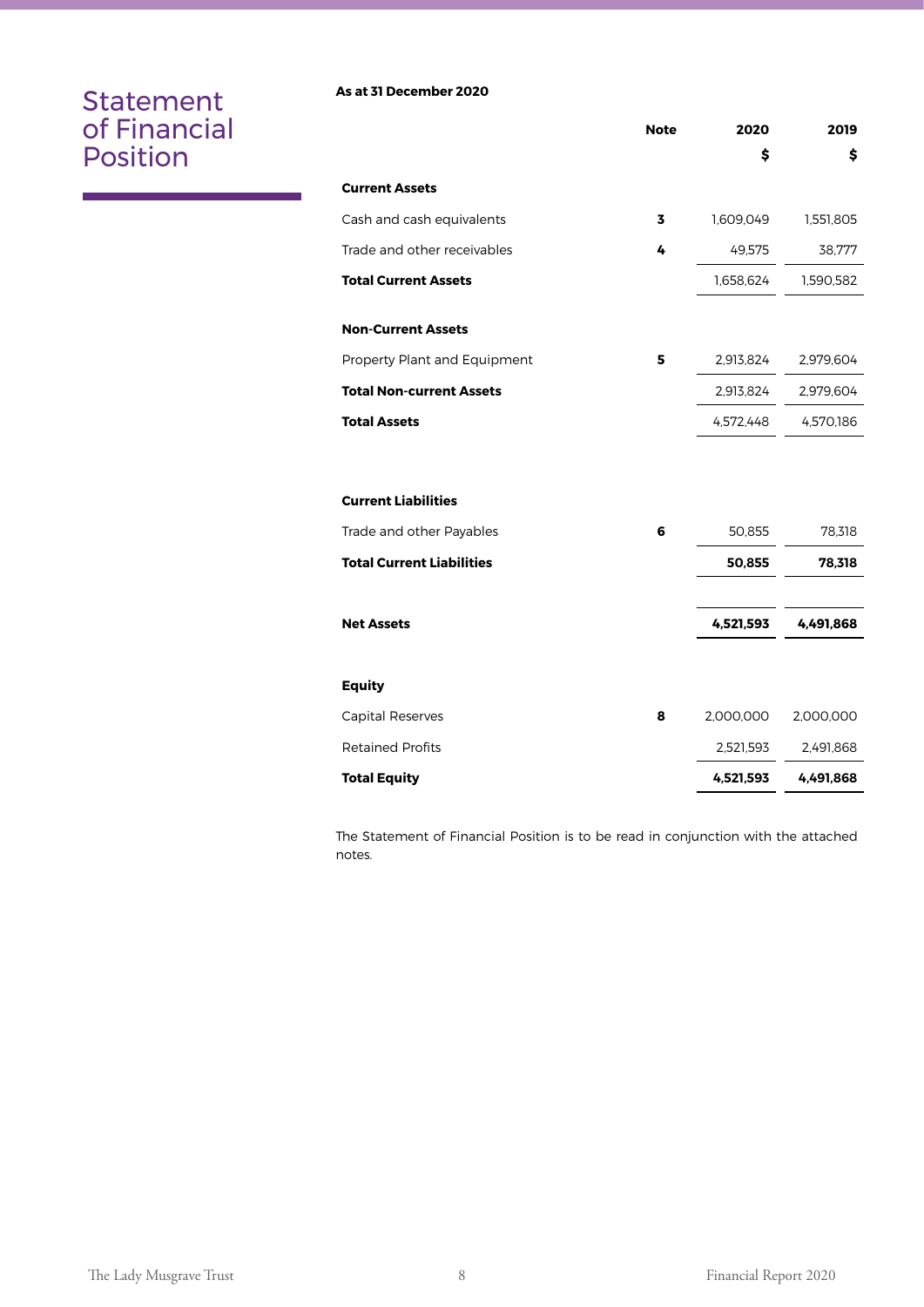# Statement of Financial Position

**As at 31 December 2020**

| | Note | 2020<br>$ | 2019<br>$ |
|---|---|---|---|
| **Current Assets** | | | |
| Cash and cash equivalents | **3** | 1,609,049 | 1,551,805 |
| Trade and other receivables | **4** | 49,575 | 38,777 |
| **Total Current Assets** | | 1,658,624 | 1,590,582 |
| | | | |
| **Non-Current Assets** | | | |
| Property Plant and Equipment | **5** | 2,913,824 | 2,979,604 |
| **Total Non-current Assets** | | 2,913,824 | 2,979,604 |
| **Total Assets** | | 4,572,448 | 4,570,186 |
| | | | |
| **Current Liabilities** | | | |
| Trade and other Payables | **6** | 50,855 | 78,318 |
| **Total Current Liabilities** | | **50,855** | **78,318** |
| | | | |
| **Net Assets** | | **4,521,593** | **4,491,868** |
| | | | |
| **Equity** | | | |
| Capital Reserves | **8** | 2,000,000 | 2,000,000 |
| Retained Profits | | 2,521,593 | 2,491,868 |
| **Total Equity** | | **4,521,593** | **4,491,868** |

The Statement of Financial Position is to be read in conjunction with the attached notes.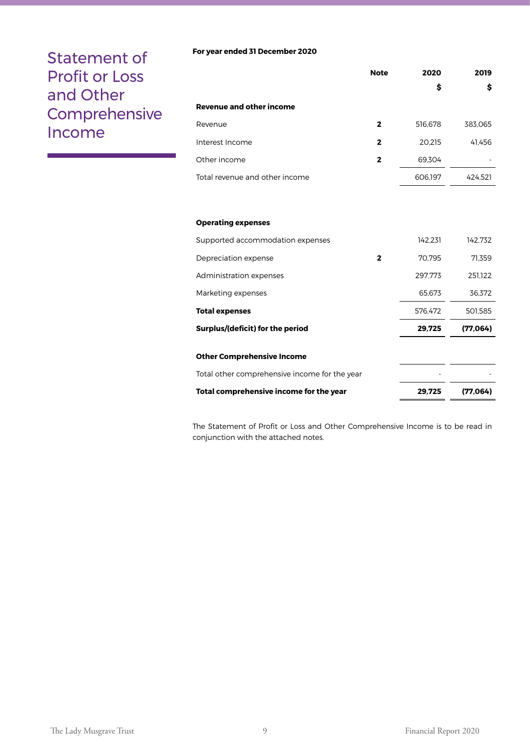# Statement of Profit or Loss and Other Comprehensive Income

**For year ended 31 December 2020**

| | Note | 2020 | 2019 |
|---|---|---|---|
| | | $ | $ |
| **Revenue and other income** | | | |
| Revenue | **2** | 516,678 | 383,065 |
| Interest Income | **2** | 20,215 | 41,456 |
| Other income | **2** | 69,304 | - |
| Total revenue and other income | | 606,197 | 424,521 |
| | | | |
| **Operating expenses** | | | |
| Supported accommodation expenses | | 142,231 | 142,732 |
| Depreciation expense | **2** | 70,795 | 71,359 |
| Administration expenses | | 297,773 | 251,122 |
| Marketing expenses | | 65,673 | 36,372 |
| **Total expenses** | | 576,472 | 501,585 |
| **Surplus/(deficit) for the period** | | **29,725** | **(77,064)** |
| | | | |
| **Other Comprehensive Income** | | | |
| Total other comprehensive income for the year | | - | - |
| **Total comprehensive income for the year** | | **29,725** | **(77,064)** |

The Statement of Profit or Loss and Other Comprehensive Income is to be read in conjunction with the attached notes.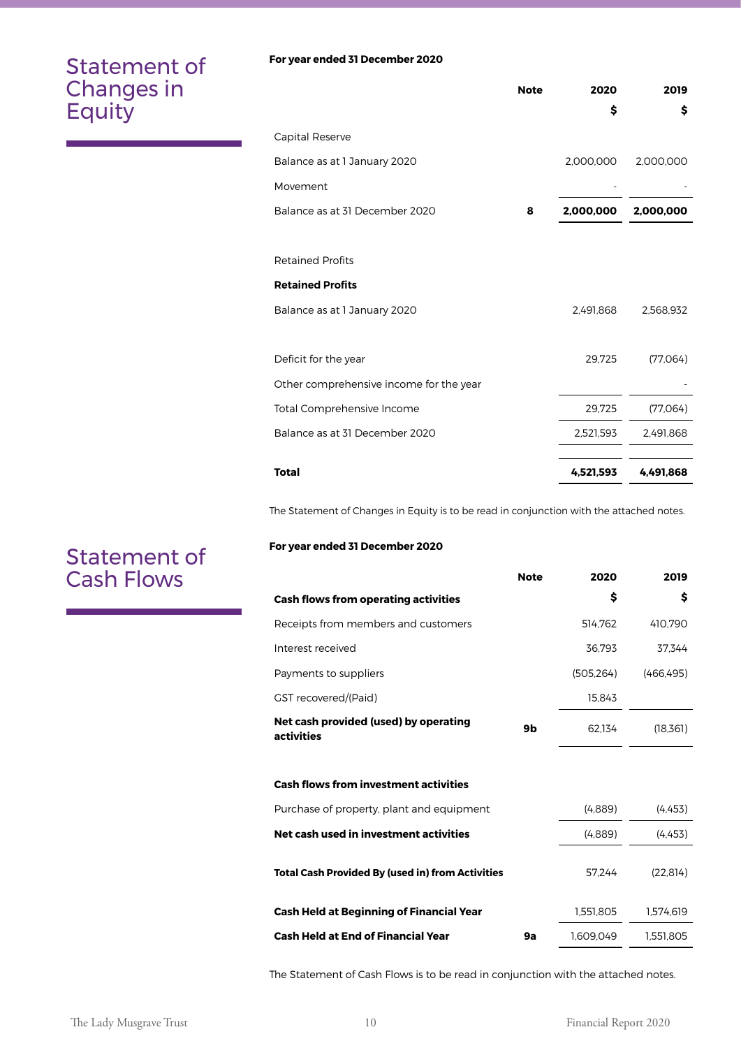# Statement of Changes in Equity

**For year ended 31 December 2020**

| | Note | 2020 | 2019 |
|---|---|---|---|
| | | **$** | **$** |
| Capital Reserve | | | |
| Balance as at 1 January 2020 | | 2,000,000 | 2,000,000 |
| Movement | | - | - |
| Balance as at 31 December 2020 | **8** | **2,000,000** | **2,000,000** |
| | | | |
| Retained Profits | | | |
| **Retained Profits** | | | |
| Balance as at 1 January 2020 | | 2,491,868 | 2,568,932 |
| | | | |
| Deficit for the year | | 29,725 | (77,064) |
| Other comprehensive income for the year | | | - |
| Total Comprehensive Income | | 29,725 | (77,064) |
| Balance as at 31 December 2020 | | 2,521,593 | 2,491,868 |
| | | | |
| **Total** | | **4,521,593** | **4,491,868** |

The Statement of Changes in Equity is to be read in conjunction with the attached notes.

# Statement of Cash Flows

**For year ended 31 December 2020**

| | Note | 2020 | 2019 |
|---|---|---|---|
| **Cash flows from operating activities** | | **$** | **$** |
| Receipts from members and customers | | 514,762 | 410,790 |
| Interest received | | 36,793 | 37,344 |
| Payments to suppliers | | (505,264) | (466,495) |
| GST recovered/(Paid) | | 15,843 | |
| **Net cash provided (used) by operating activities** | **9b** | 62,134 | (18,361) |
| | | | |
| **Cash flows from investment activities** | | | |
| Purchase of property, plant and equipment | | (4,889) | (4,453) |
| **Net cash used in investment activities** | | (4,889) | (4,453) |
| | | | |
| **Total Cash Provided By (used in) from Activities** | | 57,244 | (22,814) |
| | | | |
| **Cash Held at Beginning of Financial Year** | | 1,551,805 | 1,574,619 |
| **Cash Held at End of Financial Year** | **9a** | 1,609,049 | 1,551,805 |

The Statement of Cash Flows is to be read in conjunction with the attached notes.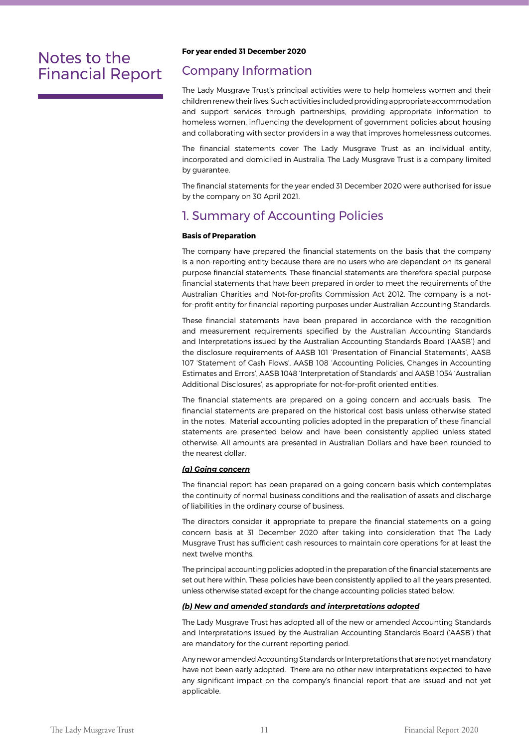# Notes to the Financial Report

**For year ended 31 December 2020**

## Company Information

The Lady Musgrave Trust's principal activities were to help homeless women and their children renew their lives. Such activities included providing appropriate accommodation and support services through partnerships, providing appropriate information to homeless women, influencing the development of government policies about housing and collaborating with sector providers in a way that improves homelessness outcomes.

The financial statements cover The Lady Musgrave Trust as an individual entity, incorporated and domiciled in Australia. The Lady Musgrave Trust is a company limited by guarantee.

The financial statements for the year ended 31 December 2020 were authorised for issue by the company on 30 April 2021.

## 1. Summary of Accounting Policies

**Basis of Preparation**

The company have prepared the financial statements on the basis that the company is a non-reporting entity because there are no users who are dependent on its general purpose financial statements. These financial statements are therefore special purpose financial statements that have been prepared in order to meet the requirements of the Australian Charities and Not-for-profits Commission Act 2012. The company is a not-for-profit entity for financial reporting purposes under Australian Accounting Standards.

These financial statements have been prepared in accordance with the recognition and measurement requirements specified by the Australian Accounting Standards and Interpretations issued by the Australian Accounting Standards Board ('AASB') and the disclosure requirements of AASB 101 'Presentation of Financial Statements', AASB 107 'Statement of Cash Flows', AASB 108 'Accounting Policies, Changes in Accounting Estimates and Errors', AASB 1048 'Interpretation of Standards' and AASB 1054 'Australian Additional Disclosures', as appropriate for not-for-profit oriented entities.

The financial statements are prepared on a going concern and accruals basis. The financial statements are prepared on the historical cost basis unless otherwise stated in the notes. Material accounting policies adopted in the preparation of these financial statements are presented below and have been consistently applied unless stated otherwise. All amounts are presented in Australian Dollars and have been rounded to the nearest dollar.

***(a) Going concern***

The financial report has been prepared on a going concern basis which contemplates the continuity of normal business conditions and the realisation of assets and discharge of liabilities in the ordinary course of business.

The directors consider it appropriate to prepare the financial statements on a going concern basis at 31 December 2020 after taking into consideration that The Lady Musgrave Trust has sufficient cash resources to maintain core operations for at least the next twelve months.

The principal accounting policies adopted in the preparation of the financial statements are set out here within. These policies have been consistently applied to all the years presented, unless otherwise stated except for the change accounting policies stated below.

***(b) New and amended standards and interpretations adopted***

The Lady Musgrave Trust has adopted all of the new or amended Accounting Standards and Interpretations issued by the Australian Accounting Standards Board ('AASB') that are mandatory for the current reporting period.

Any new or amended Accounting Standards or Interpretations that are not yet mandatory have not been early adopted. There are no other new interpretations expected to have any significant impact on the company's financial report that are issued and not yet applicable.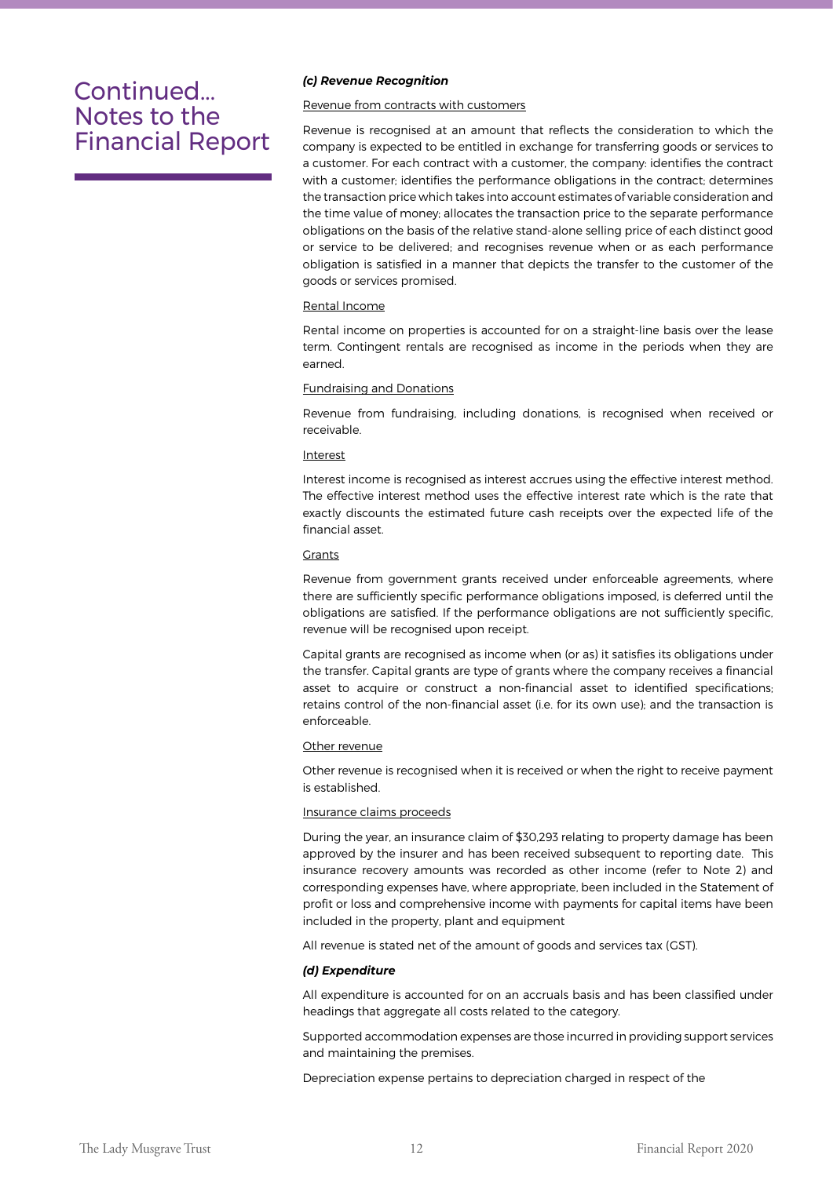# Continued... Notes to the Financial Report

***(c) Revenue Recognition***

Revenue from contracts with customers

Revenue is recognised at an amount that reflects the consideration to which the company is expected to be entitled in exchange for transferring goods or services to a customer. For each contract with a customer, the company: identifies the contract with a customer; identifies the performance obligations in the contract; determines the transaction price which takes into account estimates of variable consideration and the time value of money; allocates the transaction price to the separate performance obligations on the basis of the relative stand-alone selling price of each distinct good or service to be delivered; and recognises revenue when or as each performance obligation is satisfied in a manner that depicts the transfer to the customer of the goods or services promised.

Rental Income

Rental income on properties is accounted for on a straight-line basis over the lease term. Contingent rentals are recognised as income in the periods when they are earned.

Fundraising and Donations

Revenue from fundraising, including donations, is recognised when received or receivable.

Interest

Interest income is recognised as interest accrues using the effective interest method. The effective interest method uses the effective interest rate which is the rate that exactly discounts the estimated future cash receipts over the expected life of the financial asset.

Grants

Revenue from government grants received under enforceable agreements, where there are sufficiently specific performance obligations imposed, is deferred until the obligations are satisfied. If the performance obligations are not sufficiently specific, revenue will be recognised upon receipt.

Capital grants are recognised as income when (or as) it satisfies its obligations under the transfer. Capital grants are type of grants where the company receives a financial asset to acquire or construct a non-financial asset to identified specifications; retains control of the non-financial asset (i.e. for its own use); and the transaction is enforceable.

Other revenue

Other revenue is recognised when it is received or when the right to receive payment is established.

Insurance claims proceeds

During the year, an insurance claim of $30,293 relating to property damage has been approved by the insurer and has been received subsequent to reporting date. This insurance recovery amounts was recorded as other income (refer to Note 2) and corresponding expenses have, where appropriate, been included in the Statement of profit or loss and comprehensive income with payments for capital items have been included in the property, plant and equipment

All revenue is stated net of the amount of goods and services tax (GST).

***(d) Expenditure***

All expenditure is accounted for on an accruals basis and has been classified under headings that aggregate all costs related to the category.

Supported accommodation expenses are those incurred in providing support services and maintaining the premises.

Depreciation expense pertains to depreciation charged in respect of the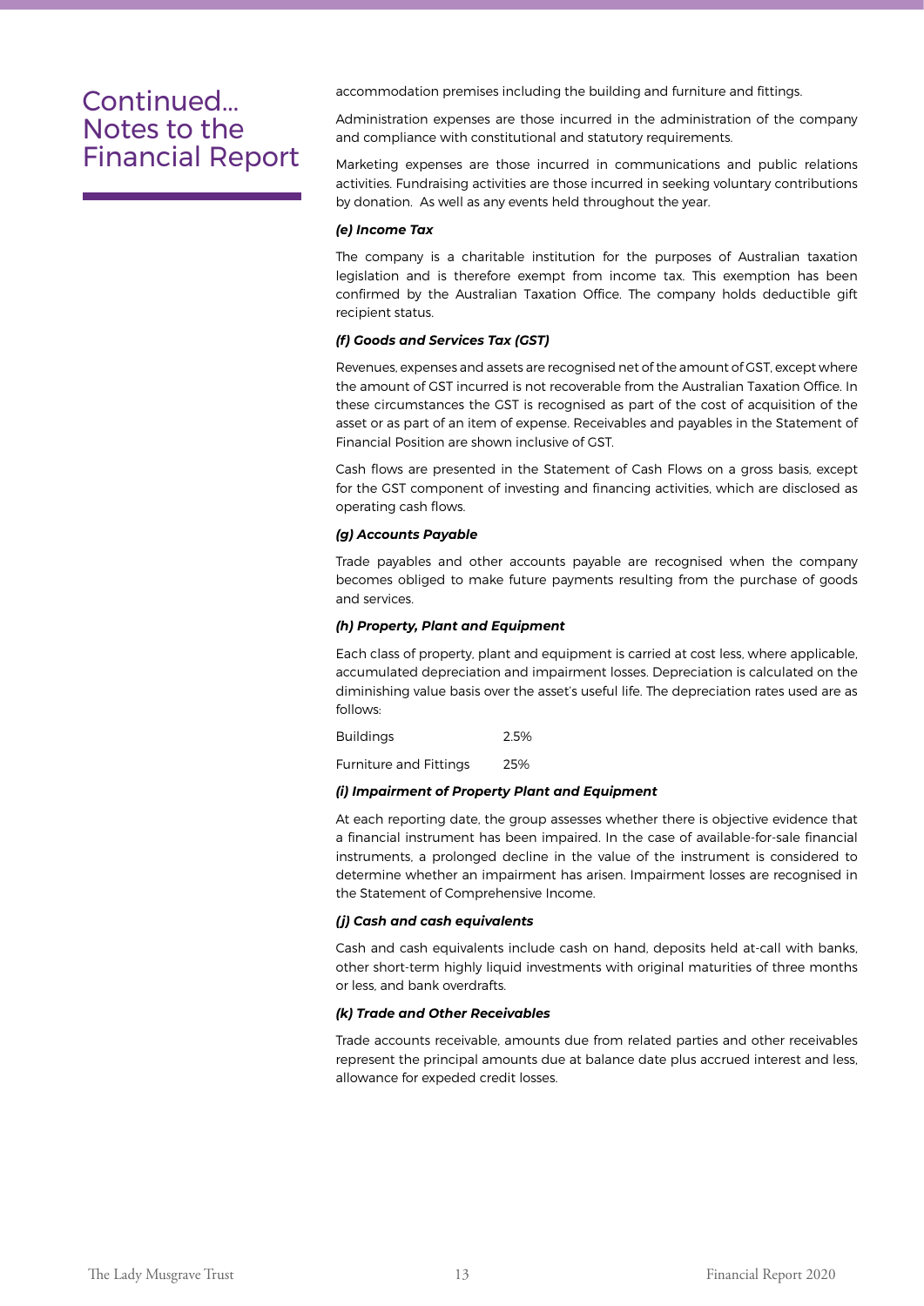# Continued... Notes to the Financial Report

accommodation premises including the building and furniture and fittings.

Administration expenses are those incurred in the administration of the company and compliance with constitutional and statutory requirements.

Marketing expenses are those incurred in communications and public relations activities. Fundraising activities are those incurred in seeking voluntary contributions by donation. As well as any events held throughout the year.

***(e) Income Tax***

The company is a charitable institution for the purposes of Australian taxation legislation and is therefore exempt from income tax. This exemption has been confirmed by the Australian Taxation Office. The company holds deductible gift recipient status.

***(f) Goods and Services Tax (GST)***

Revenues, expenses and assets are recognised net of the amount of GST, except where the amount of GST incurred is not recoverable from the Australian Taxation Office. In these circumstances the GST is recognised as part of the cost of acquisition of the asset or as part of an item of expense. Receivables and payables in the Statement of Financial Position are shown inclusive of GST.

Cash flows are presented in the Statement of Cash Flows on a gross basis, except for the GST component of investing and financing activities, which are disclosed as operating cash flows.

***(g) Accounts Payable***

Trade payables and other accounts payable are recognised when the company becomes obliged to make future payments resulting from the purchase of goods and services.

***(h) Property, Plant and Equipment***

Each class of property, plant and equipment is carried at cost less, where applicable, accumulated depreciation and impairment losses. Depreciation is calculated on the diminishing value basis over the asset's useful life. The depreciation rates used are as follows:

| | |
|---|---|
| Buildings | 2.5% |
| Furniture and Fittings | 25% |

***(i) Impairment of Property Plant and Equipment***

At each reporting date, the group assesses whether there is objective evidence that a financial instrument has been impaired. In the case of available-for-sale financial instruments, a prolonged decline in the value of the instrument is considered to determine whether an impairment has arisen. Impairment losses are recognised in the Statement of Comprehensive Income.

***(j) Cash and cash equivalents***

Cash and cash equivalents include cash on hand, deposits held at-call with banks, other short-term highly liquid investments with original maturities of three months or less, and bank overdrafts.

***(k) Trade and Other Receivables***

Trade accounts receivable, amounts due from related parties and other receivables represent the principal amounts due at balance date plus accrued interest and less, allowance for expeded credit losses.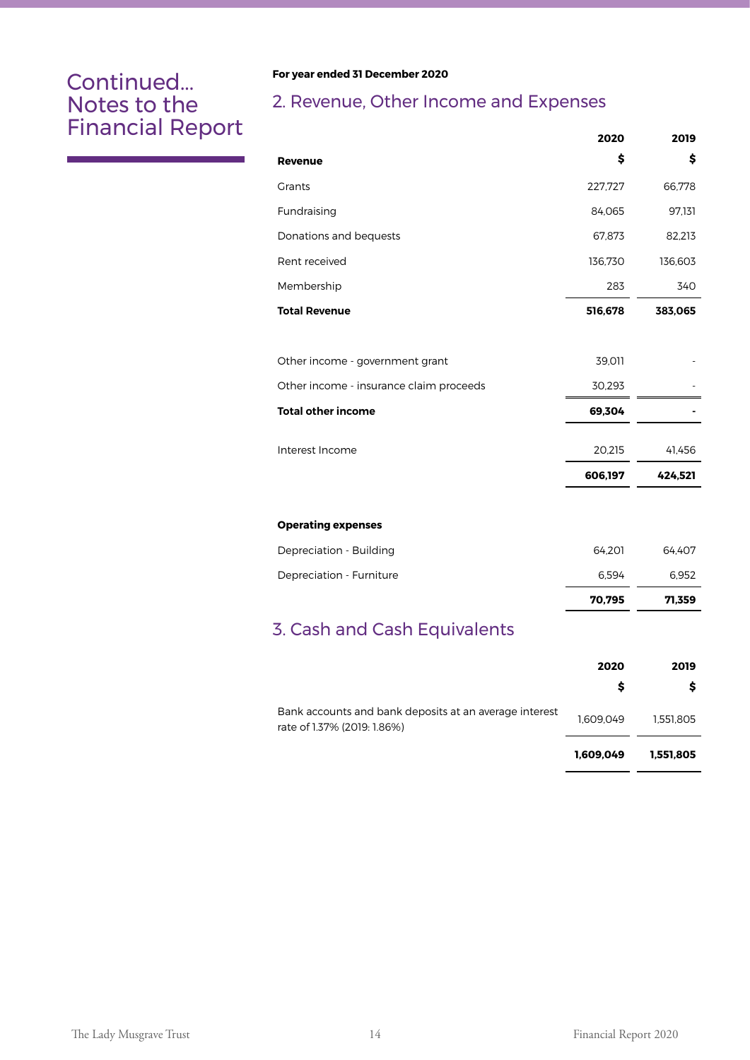# Continued... Notes to the Financial Report

**For year ended 31 December 2020**

## 2. Revenue, Other Income and Expenses

| | 2020 | 2019 |
|---|---|---|
| **Revenue** | **$** | **$** |
| Grants | 227,727 | 66,778 |
| Fundraising | 84,065 | 97,131 |
| Donations and bequests | 67,873 | 82,213 |
| Rent received | 136,730 | 136,603 |
| Membership | 283 | 340 |
| **Total Revenue** | **516,678** | **383,065** |
| | | |
| Other income - government grant | 39,011 | - |
| Other income - insurance claim proceeds | 30,293 | - |
| **Total other income** | **69,304** | **-** |
| | | |
| Interest Income | 20,215 | 41,456 |
| | **606,197** | **424,521** |
| | | |
| **Operating expenses** | | |
| Depreciation - Building | 64,201 | 64,407 |
| Depreciation - Furniture | 6,594 | 6,952 |
| | **70,795** | **71,359** |

## 3. Cash and Cash Equivalents

| | 2020 | 2019 |
|---|---|---|
| | **$** | **$** |
| Bank accounts and bank deposits at an average interest rate of 1.37% (2019: 1.86%) | 1,609,049 | 1,551,805 |
| | **1,609,049** | **1,551,805** |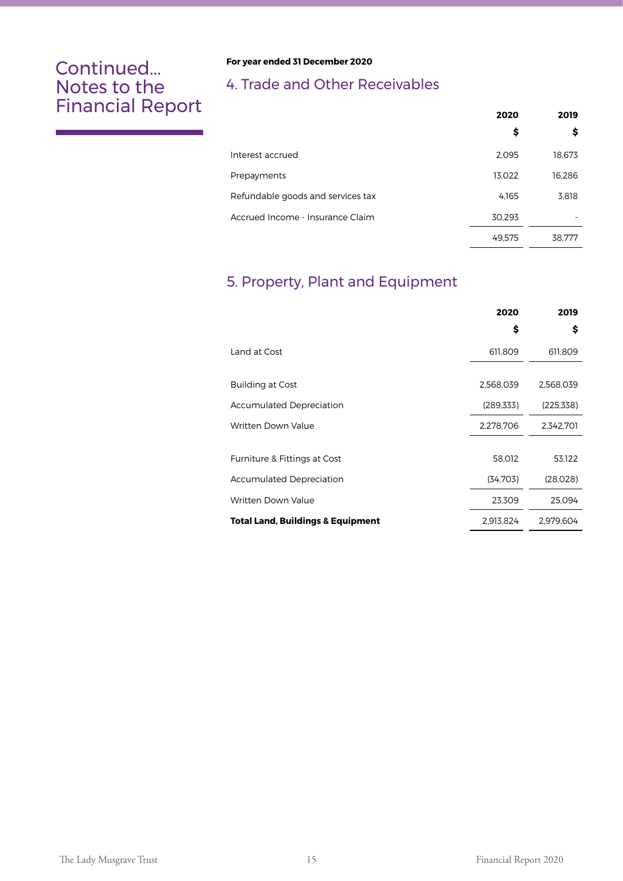# Continued... Notes to the Financial Report

**For year ended 31 December 2020**

## 4. Trade and Other Receivables

| | 2020 | 2019 |
|---|---|---|
| | $ | $ |
| Interest accrued | 2,095 | 18,673 |
| Prepayments | 13,022 | 16,286 |
| Refundable goods and services tax | 4,165 | 3,818 |
| Accrued Income - Insurance Claim | 30,293 | - |
| | 49,575 | 38,777 |

## 5. Property, Plant and Equipment

| | 2020 | 2019 |
|---|---|---|
| | $ | $ |
| Land at Cost | 611,809 | 611,809 |
| | | |
| Building at Cost | 2,568,039 | 2,568,039 |
| Accumulated Depreciation | (289,333) | (225,338) |
| Written Down Value | 2,278,706 | 2,342,701 |
| | | |
| Furniture & Fittings at Cost | 58,012 | 53,122 |
| Accumulated Depreciation | (34,703) | (28,028) |
| Written Down Value | 23,309 | 25,094 |
| **Total Land, Buildings & Equipment** | 2,913,824 | 2,979,604 |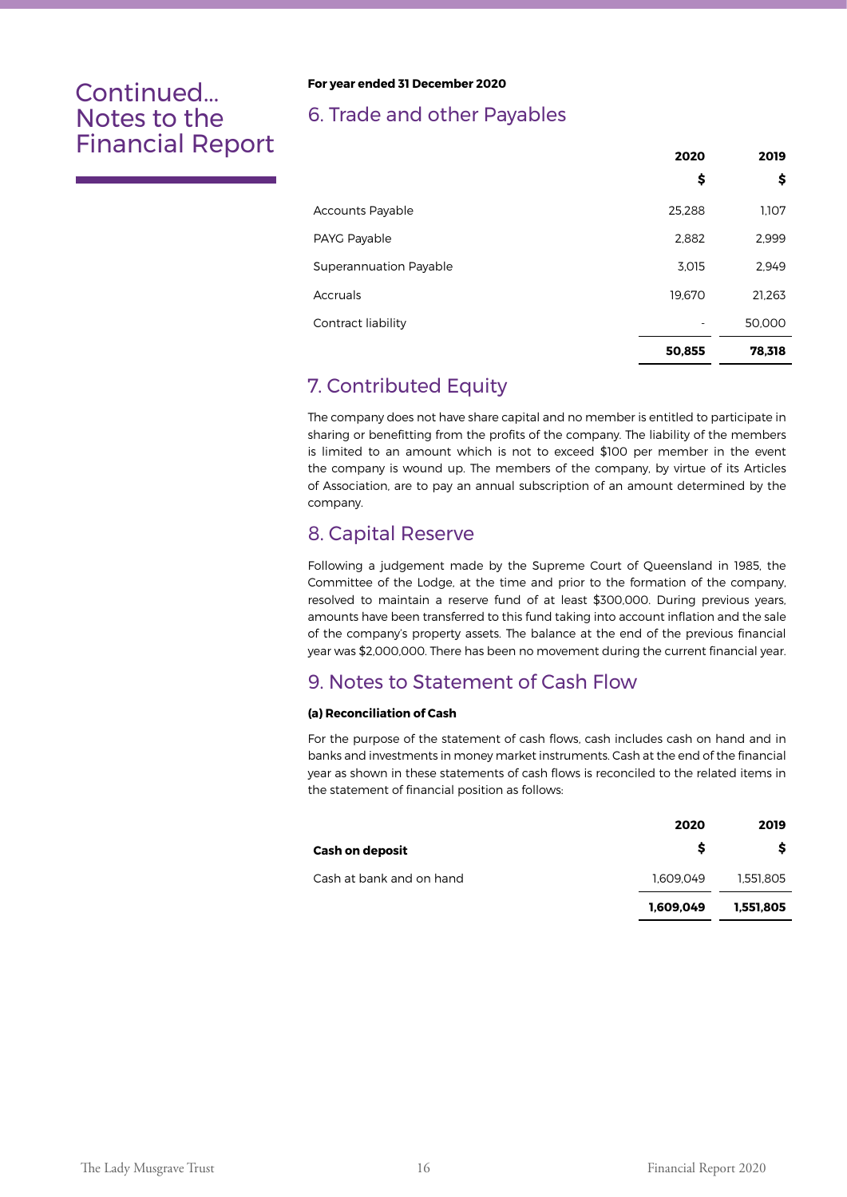# Continued... Notes to the Financial Report

**For year ended 31 December 2020**

## 6. Trade and other Payables

| | 2020 | 2019 |
|---|---|---|
| | $ | $ |
| Accounts Payable | 25,288 | 1,107 |
| PAYG Payable | 2,882 | 2,999 |
| Superannuation Payable | 3,015 | 2,949 |
| Accruals | 19,670 | 21,263 |
| Contract liability | - | 50,000 |
| | **50,855** | **78,318** |

## 7. Contributed Equity

The company does not have share capital and no member is entitled to participate in sharing or benefitting from the profits of the company. The liability of the members is limited to an amount which is not to exceed $100 per member in the event the company is wound up. The members of the company, by virtue of its Articles of Association, are to pay an annual subscription of an amount determined by the company.

## 8. Capital Reserve

Following a judgement made by the Supreme Court of Queensland in 1985, the Committee of the Lodge, at the time and prior to the formation of the company, resolved to maintain a reserve fund of at least $300,000. During previous years, amounts have been transferred to this fund taking into account inflation and the sale of the company's property assets. The balance at the end of the previous financial year was $2,000,000. There has been no movement during the current financial year.

## 9. Notes to Statement of Cash Flow

**(a) Reconciliation of Cash**

For the purpose of the statement of cash flows, cash includes cash on hand and in banks and investments in money market instruments. Cash at the end of the financial year as shown in these statements of cash flows is reconciled to the related items in the statement of financial position as follows:

| | 2020 | 2019 |
|---|---|---|
| **Cash on deposit** | $ | $ |
| Cash at bank and on hand | 1,609,049 | 1,551,805 |
| | **1,609,049** | **1,551,805** |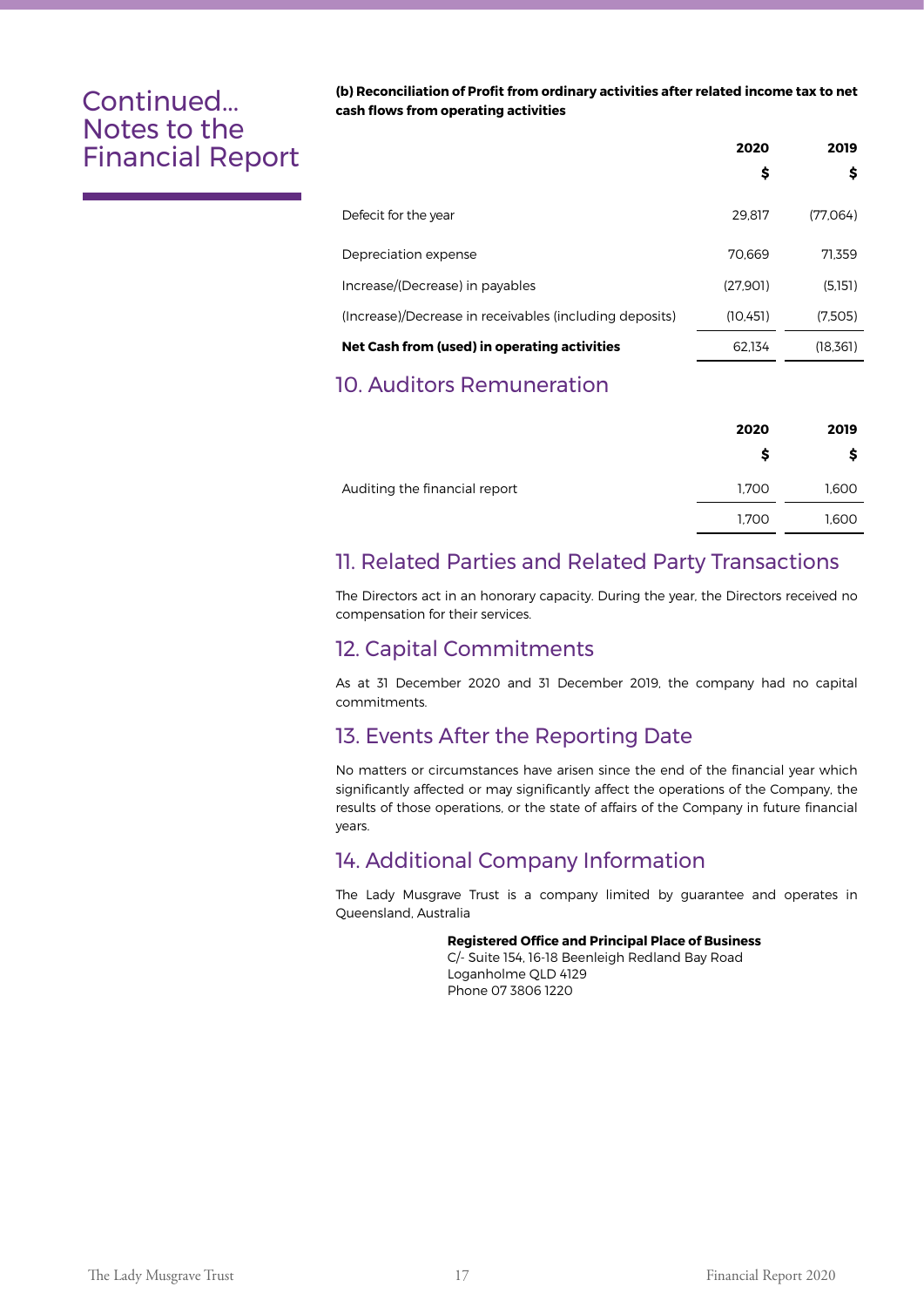# Continued... Notes to the Financial Report

**(b) Reconciliation of Profit from ordinary activities after related income tax to net cash flows from operating activities**

| | 2020 $ | 2019 $ |
|---|---|---|
| Defecit for the year | 29,817 | (77,064) |
| Depreciation expense | 70,669 | 71,359 |
| Increase/(Decrease) in payables | (27,901) | (5,151) |
| (Increase)/Decrease in receivables (including deposits) | (10,451) | (7,505) |
| **Net Cash from (used) in operating activities** | 62,134 | (18,361) |

## 10. Auditors Remuneration

| | 2020 $ | 2019 $ |
|---|---|---|
| Auditing the financial report | 1,700 | 1,600 |
| | 1,700 | 1,600 |

## 11. Related Parties and Related Party Transactions

The Directors act in an honorary capacity. During the year, the Directors received no compensation for their services.

## 12. Capital Commitments

As at 31 December 2020 and 31 December 2019, the company had no capital commitments.

## 13. Events After the Reporting Date

No matters or circumstances have arisen since the end of the financial year which significantly affected or may significantly affect the operations of the Company, the results of those operations, or the state of affairs of the Company in future financial years.

## 14. Additional Company Information

The Lady Musgrave Trust is a company limited by guarantee and operates in Queensland, Australia

**Registered Office and Principal Place of Business**
C/- Suite 154, 16-18 Beenleigh Redland Bay Road
Loganholme QLD 4129
Phone 07 3806 1220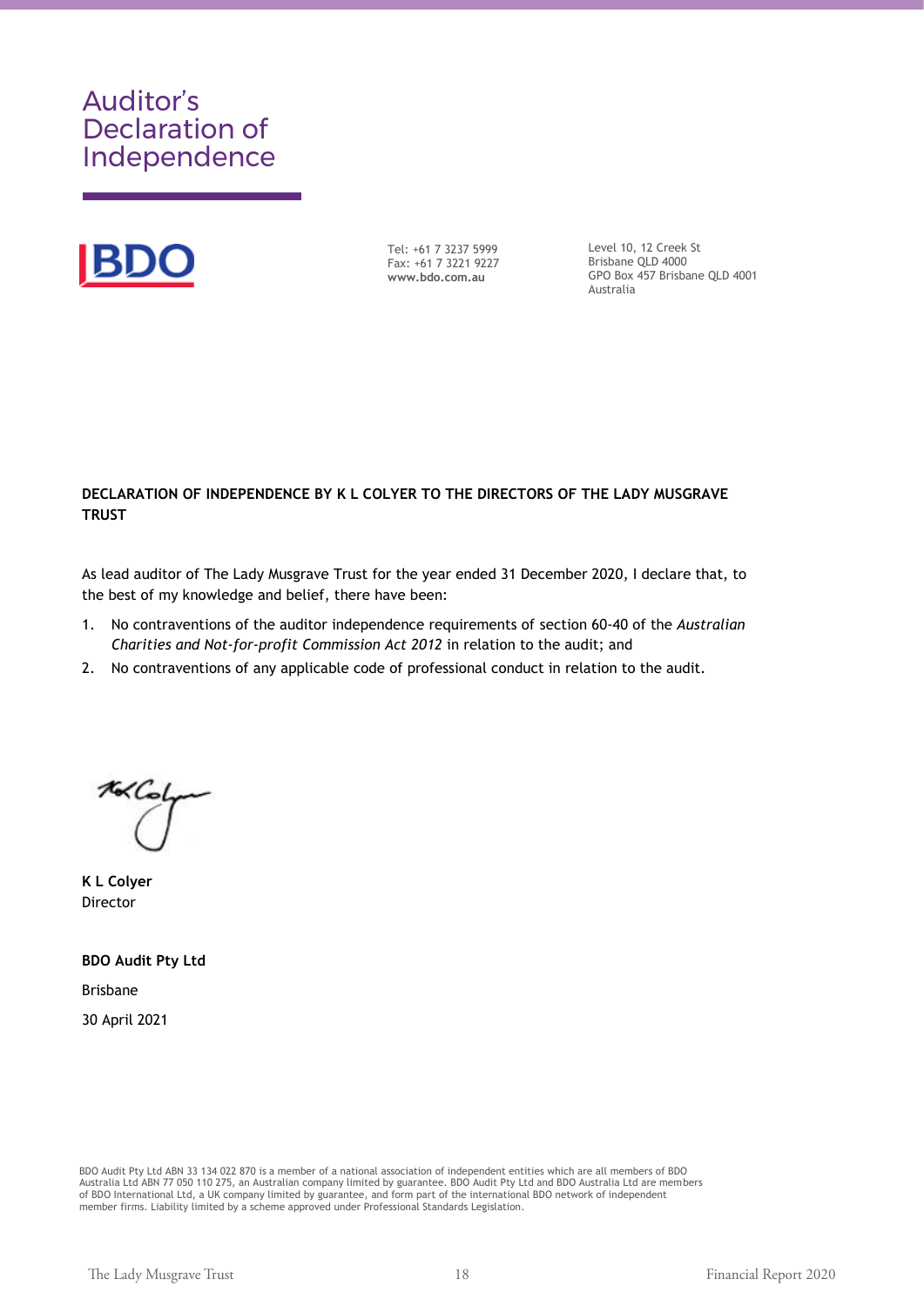# Auditor's Declaration of Independence

BDO

Tel: +61 7 3237 5999
Fax: +61 7 3221 9227
**www.bdo.com.au**

Level 10, 12 Creek St
Brisbane QLD 4000
GPO Box 457 Brisbane QLD 4001
Australia

**DECLARATION OF INDEPENDENCE BY K L COLYER TO THE DIRECTORS OF THE LADY MUSGRAVE TRUST**

As lead auditor of The Lady Musgrave Trust for the year ended 31 December 2020, I declare that, to the best of my knowledge and belief, there have been:

1. No contraventions of the auditor independence requirements of section 60-40 of the *Australian Charities and Not-for-profit Commission Act 2012* in relation to the audit; and
2. No contraventions of any applicable code of professional conduct in relation to the audit.

**K L Colyer**
Director

**BDO Audit Pty Ltd**

Brisbane

30 April 2021

BDO Audit Pty Ltd ABN 33 134 022 870 is a member of a national association of independent entities which are all members of BDO Australia Ltd ABN 77 050 110 275, an Australian company limited by guarantee. BDO Audit Pty Ltd and BDO Australia Ltd are members of BDO International Ltd, a UK company limited by guarantee, and form part of the international BDO network of independent member firms. Liability limited by a scheme approved under Professional Standards Legislation.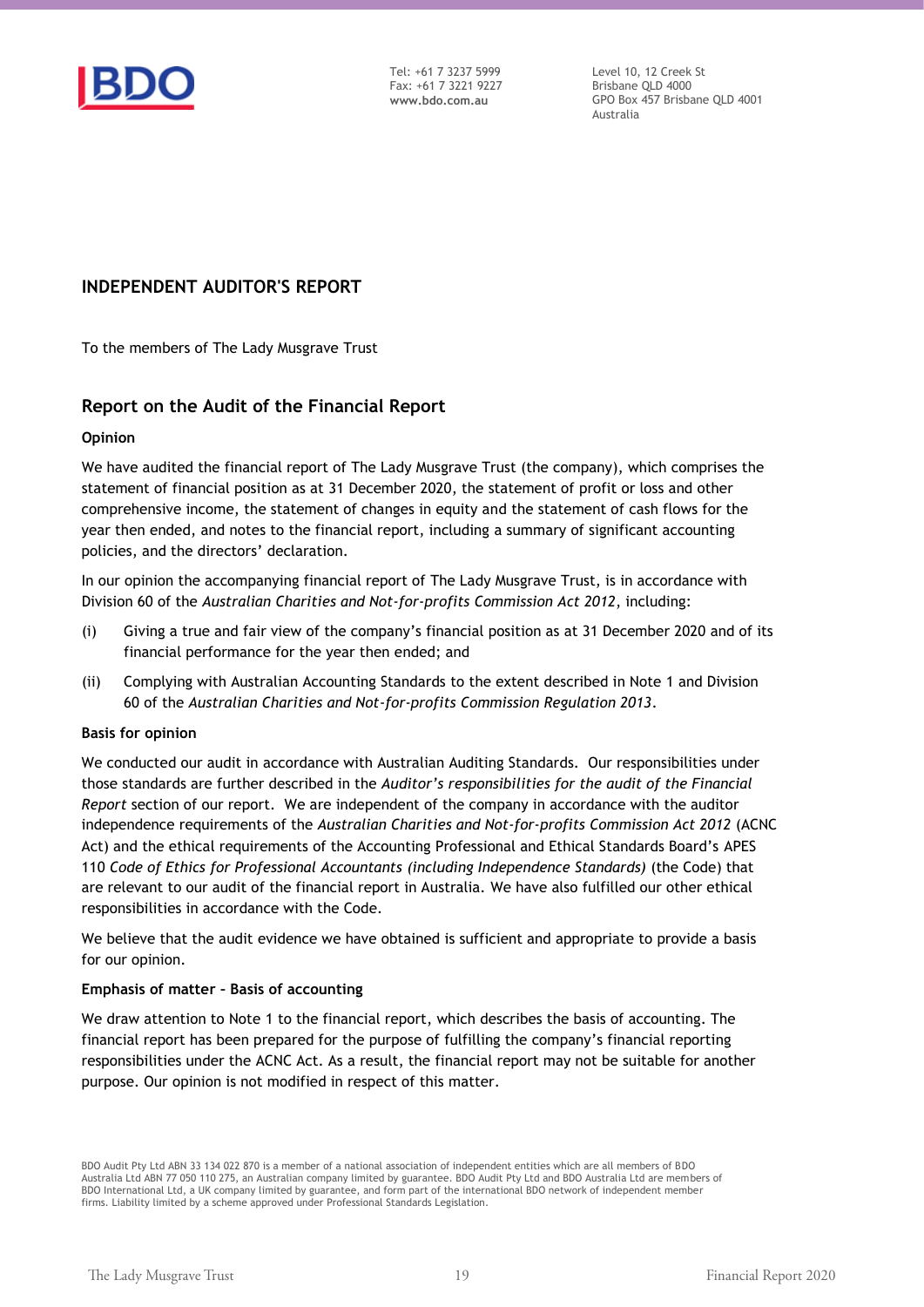Tel: +61 7 3237 5999
Fax: +61 7 3221 9227
**www.bdo.com.au**

Level 10, 12 Creek St
Brisbane QLD 4000
GPO Box 457 Brisbane QLD 4001
Australia

## INDEPENDENT AUDITOR'S REPORT

To the members of The Lady Musgrave Trust

## Report on the Audit of the Financial Report

### Opinion

We have audited the financial report of The Lady Musgrave Trust (the company), which comprises the statement of financial position as at 31 December 2020, the statement of profit or loss and other comprehensive income, the statement of changes in equity and the statement of cash flows for the year then ended, and notes to the financial report, including a summary of significant accounting policies, and the directors' declaration.

In our opinion the accompanying financial report of The Lady Musgrave Trust, is in accordance with Division 60 of the *Australian Charities and Not-for-profits Commission Act 2012*, including:

(i) Giving a true and fair view of the company's financial position as at 31 December 2020 and of its financial performance for the year then ended; and

(ii) Complying with Australian Accounting Standards to the extent described in Note 1 and Division 60 of the *Australian Charities and Not-for-profits Commission Regulation 2013*.

### Basis for opinion

We conducted our audit in accordance with Australian Auditing Standards. Our responsibilities under those standards are further described in the *Auditor's responsibilities for the audit of the Financial Report* section of our report. We are independent of the company in accordance with the auditor independence requirements of the *Australian Charities and Not-for-profits Commission Act 2012* (ACNC Act) and the ethical requirements of the Accounting Professional and Ethical Standards Board's APES 110 *Code of Ethics for Professional Accountants (including Independence Standards)* (the Code) that are relevant to our audit of the financial report in Australia. We have also fulfilled our other ethical responsibilities in accordance with the Code.

We believe that the audit evidence we have obtained is sufficient and appropriate to provide a basis for our opinion.

### Emphasis of matter – Basis of accounting

We draw attention to Note 1 to the financial report, which describes the basis of accounting. The financial report has been prepared for the purpose of fulfilling the company's financial reporting responsibilities under the ACNC Act. As a result, the financial report may not be suitable for another purpose. Our opinion is not modified in respect of this matter.

BDO Audit Pty Ltd ABN 33 134 022 870 is a member of a national association of independent entities which are all members of BDO Australia Ltd ABN 77 050 110 275, an Australian company limited by guarantee. BDO Audit Pty Ltd and BDO Australia Ltd are members of BDO International Ltd, a UK company limited by guarantee, and form part of the international BDO network of independent member firms. Liability limited by a scheme approved under Professional Standards Legislation.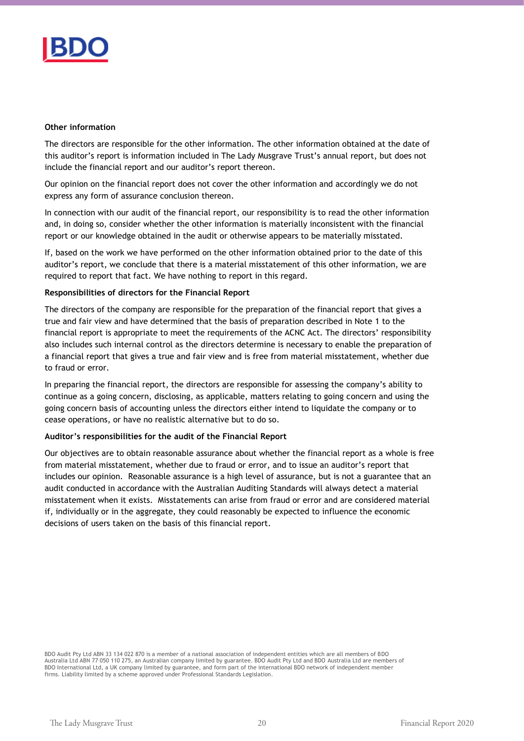**Other information**

The directors are responsible for the other information. The other information obtained at the date of this auditor's report is information included in The Lady Musgrave Trust's annual report, but does not include the financial report and our auditor's report thereon.

Our opinion on the financial report does not cover the other information and accordingly we do not express any form of assurance conclusion thereon.

In connection with our audit of the financial report, our responsibility is to read the other information and, in doing so, consider whether the other information is materially inconsistent with the financial report or our knowledge obtained in the audit or otherwise appears to be materially misstated.

If, based on the work we have performed on the other information obtained prior to the date of this auditor's report, we conclude that there is a material misstatement of this other information, we are required to report that fact. We have nothing to report in this regard.

**Responsibilities of directors for the Financial Report**

The directors of the company are responsible for the preparation of the financial report that gives a true and fair view and have determined that the basis of preparation described in Note 1 to the financial report is appropriate to meet the requirements of the ACNC Act. The directors' responsibility also includes such internal control as the directors determine is necessary to enable the preparation of a financial report that gives a true and fair view and is free from material misstatement, whether due to fraud or error.

In preparing the financial report, the directors are responsible for assessing the company's ability to continue as a going concern, disclosing, as applicable, matters relating to going concern and using the going concern basis of accounting unless the directors either intend to liquidate the company or to cease operations, or have no realistic alternative but to do so.

**Auditor's responsibilities for the audit of the Financial Report**

Our objectives are to obtain reasonable assurance about whether the financial report as a whole is free from material misstatement, whether due to fraud or error, and to issue an auditor's report that includes our opinion. Reasonable assurance is a high level of assurance, but is not a guarantee that an audit conducted in accordance with the Australian Auditing Standards will always detect a material misstatement when it exists. Misstatements can arise from fraud or error and are considered material if, individually or in the aggregate, they could reasonably be expected to influence the economic decisions of users taken on the basis of this financial report.

BDO Audit Pty Ltd ABN 33 134 022 870 is a member of a national association of independent entities which are all members of BDO Australia Ltd ABN 77 050 110 275, an Australian company limited by guarantee. BDO Audit Pty Ltd and BDO Australia Ltd are members of BDO International Ltd, a UK company limited by guarantee, and form part of the international BDO network of independent member firms. Liability limited by a scheme approved under Professional Standards Legislation.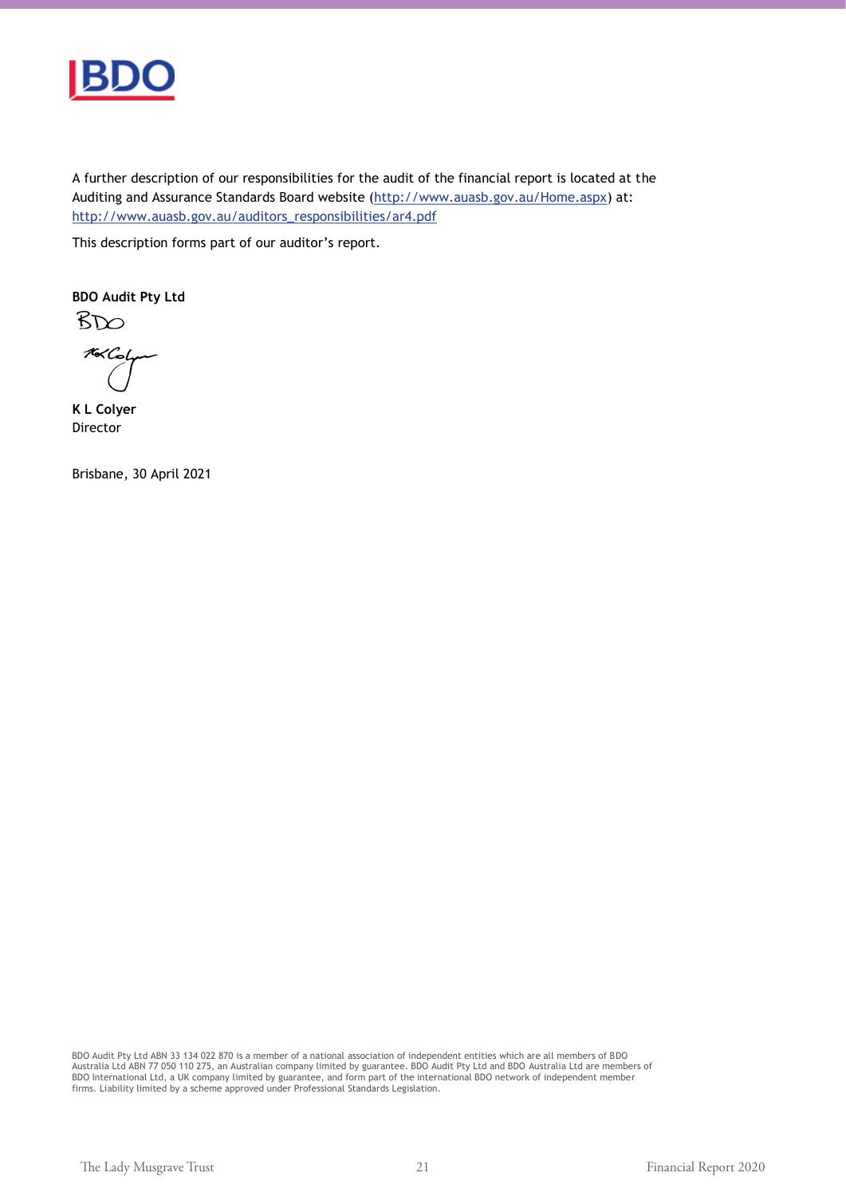A further description of our responsibilities for the audit of the financial report is located at the Auditing and Assurance Standards Board website (http://www.auasb.gov.au/Home.aspx) at: http://www.auasb.gov.au/auditors_responsibilities/ar4.pdf

This description forms part of our auditor's report.

**BDO Audit Pty Ltd**

**K L Colyer**
Director

Brisbane, 30 April 2021

BDO Audit Pty Ltd ABN 33 134 022 870 is a member of a national association of independent entities which are all members of BDO Australia Ltd ABN 77 050 110 275, an Australian company limited by guarantee. BDO Audit Pty Ltd and BDO Australia Ltd are members of BDO International Ltd, a UK company limited by guarantee, and form part of the international BDO network of independent member firms. Liability limited by a scheme approved under Professional Standards Legislation.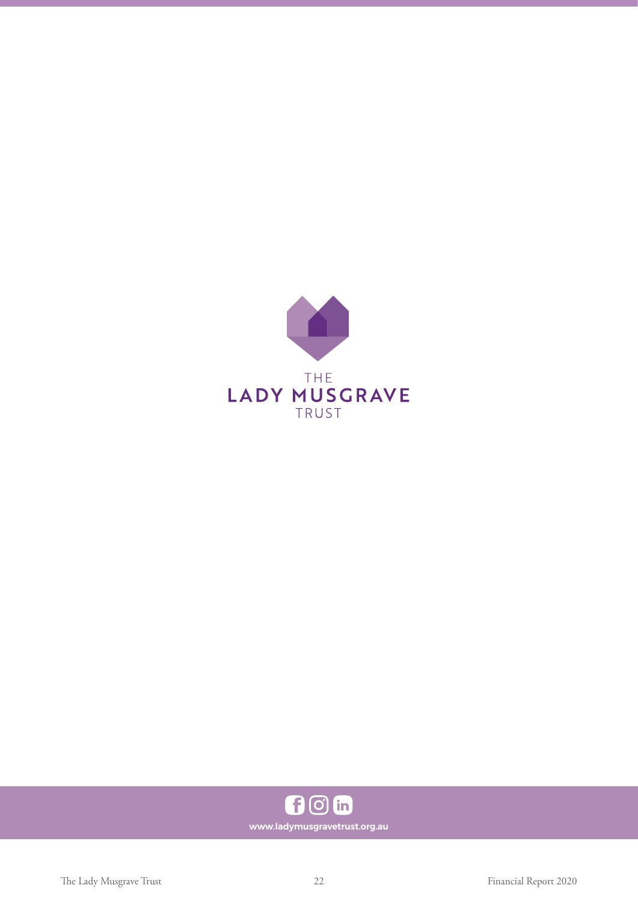THE
LADY MUSGRAVE
TRUST

www.ladymusgravetrust.org.au